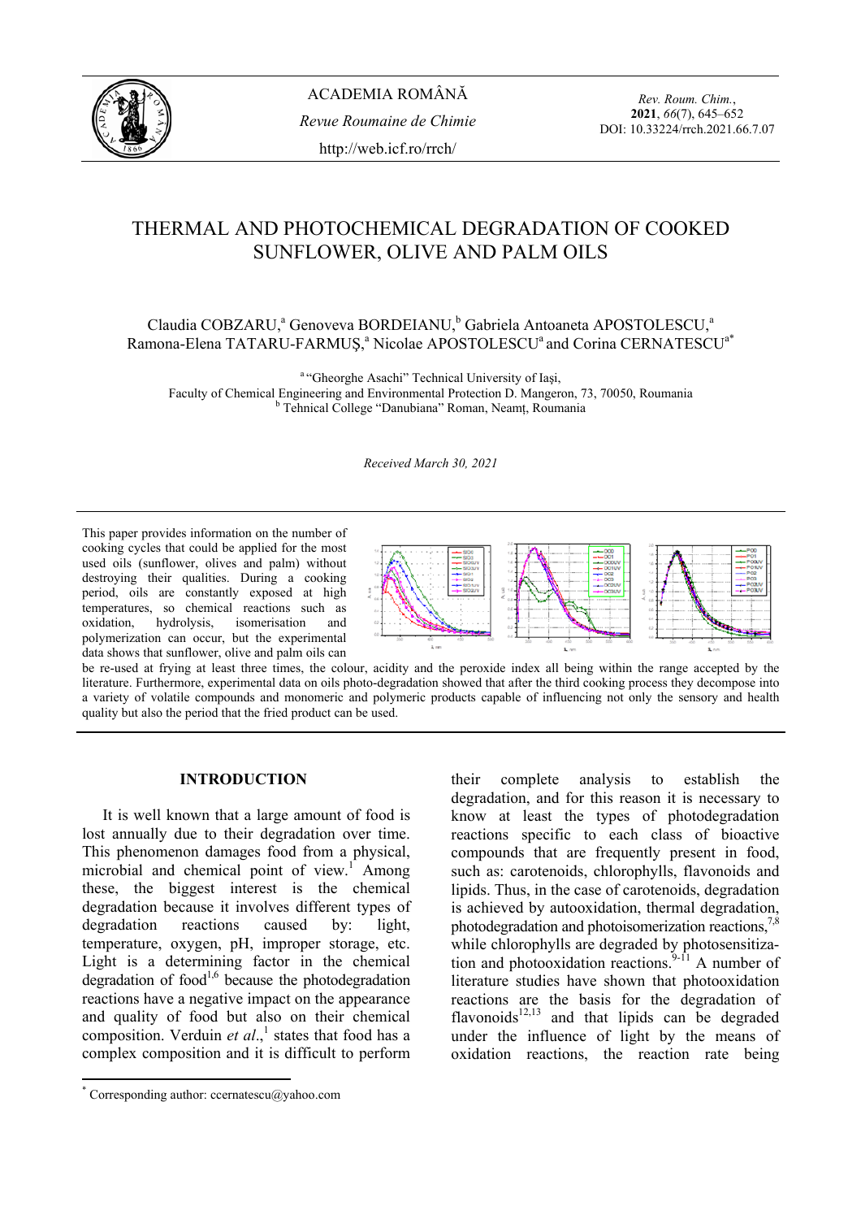# THERMAL AND PHOTOCHEMICAL DEGRADATION OF COOKED SUNFLOWER, OLIVE AND PALM OILS

Claudia COBZARU,[a] Genoveva BORDEIANU,[b] Gabriela Antoaneta APOSTOLESCU,[a] Ramona-Elena TATARU-FARMUŞ,[a] Nicolae APOSTOLESCU[a] and Corina CERNATESCU[a*]

[a] "Gheorghe Asachi" Technical University of Iaşi, Faculty of Chemical Engineering and Environmental Protection D. Mangeron, 73, 70050, Roumania
[b] Tehnical College "Danubiana" Roman, Neamţ, Roumania

*Received March 30, 2021*

This paper provides information on the number of cooking cycles that could be applied for the most used oils (sunflower, olives and palm) without destroying their qualities. During a cooking period, oils are constantly exposed at high temperatures, so chemical reactions such as oxidation, hydrolysis, isomerisation and polymerization can occur, but the experimental data shows that sunflower, olive and palm oils can be re-used at frying at least three times, the colour, acidity and the peroxide index all being within the range accepted by the literature. Furthermore, experimental data on oils photo-degradation showed that after the third cooking process they decompose into a variety of volatile compounds and monomeric and polymeric products capable of influencing not only the sensory and health quality but also the period that the fried product can be used.

## INTRODUCTION

It is well known that a large amount of food is lost annually due to their degradation over time. This phenomenon damages food from a physical, microbial and chemical point of view.[1] Among these, the biggest interest is the chemical degradation because it involves different types of degradation reactions caused by: light, temperature, oxygen, pH, improper storage, etc. Light is a determining factor in the chemical degradation of food[1,6] because the photodegradation reactions have a negative impact on the appearance and quality of food but also on their chemical composition. Verduin *et al*.,[1] states that food has a complex composition and it is difficult to perform their complete analysis to establish the degradation, and for this reason it is necessary to know at least the types of photodegradation reactions specific to each class of bioactive compounds that are frequently present in food, such as: carotenoids, chlorophylls, flavonoids and lipids. Thus, in the case of carotenoids, degradation is achieved by autooxidation, thermal degradation, photodegradation and photoisomerization reactions,[7,8] while chlorophylls are degraded by photosensitization and photooxidation reactions.[9-11] A number of literature studies have shown that photooxidation reactions are the basis for the degradation of flavonoids[12,13] and that lipids can be degraded under the influence of light by the means of oxidation reactions, the reaction rate being

[*] Corresponding author: ccernatescu@yahoo.com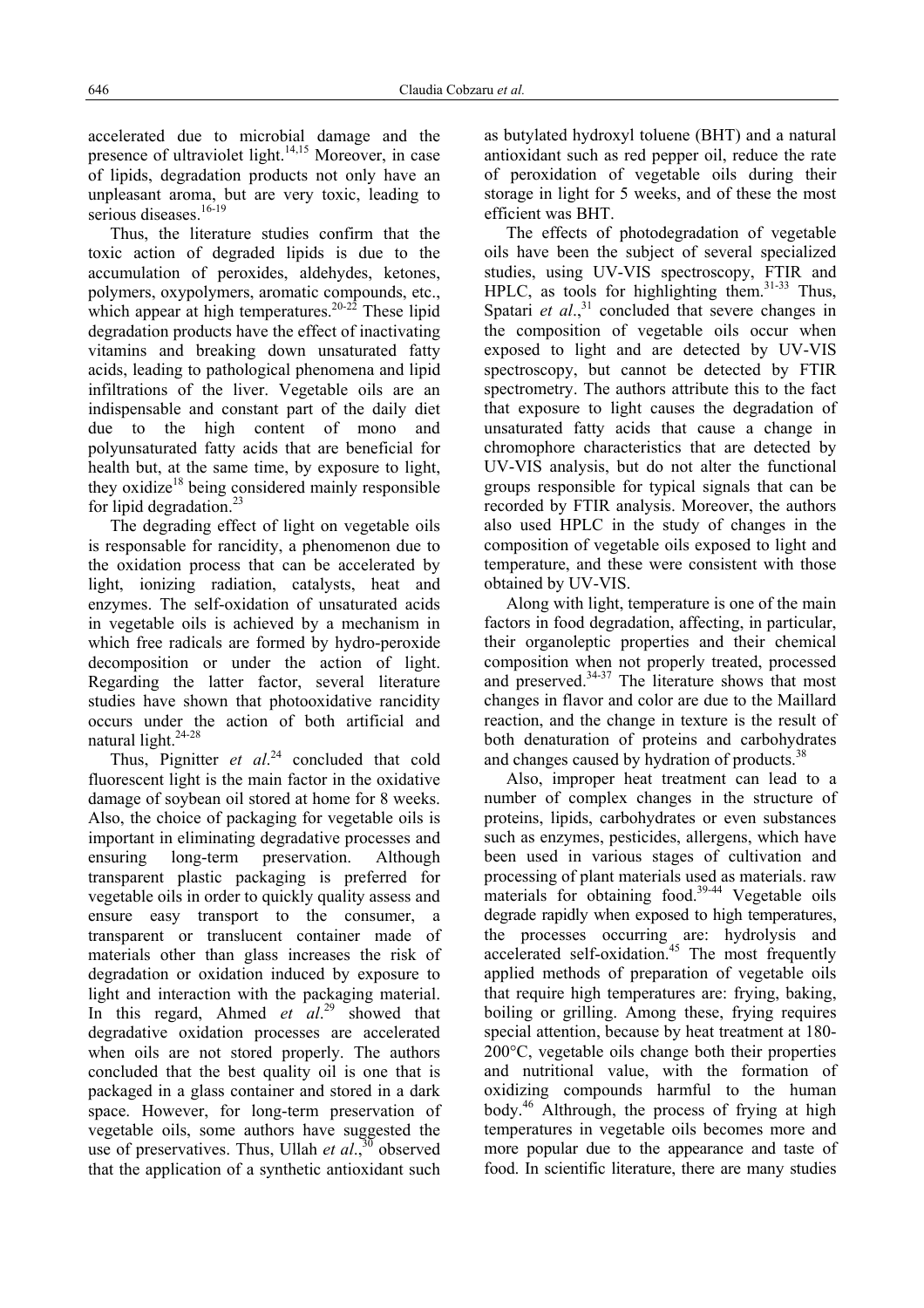accelerated due to microbial damage and the presence of ultraviolet light.[14,15] Moreover, in case of lipids, degradation products not only have an unpleasant aroma, but are very toxic, leading to serious diseases.[16-19]

Thus, the literature studies confirm that the toxic action of degraded lipids is due to the accumulation of peroxides, aldehydes, ketones, polymers, oxypolymers, aromatic compounds, etc., which appear at high temperatures.[20-22] These lipid degradation products have the effect of inactivating vitamins and breaking down unsaturated fatty acids, leading to pathological phenomena and lipid infiltrations of the liver. Vegetable oils are an indispensable and constant part of the daily diet due to the high content of mono and polyunsaturated fatty acids that are beneficial for health but, at the same time, by exposure to light, they oxidize[18] being considered mainly responsible for lipid degradation.[23]

The degrading effect of light on vegetable oils is responsable for rancidity, a phenomenon due to the oxidation process that can be accelerated by light, ionizing radiation, catalysts, heat and enzymes. The self-oxidation of unsaturated acids in vegetable oils is achieved by a mechanism in which free radicals are formed by hydro-peroxide decomposition or under the action of light. Regarding the latter factor, several literature studies have shown that photooxidative rancidity occurs under the action of both artificial and natural light.[24-28]

Thus, Pignitter *et al*.[24] concluded that cold fluorescent light is the main factor in the oxidative damage of soybean oil stored at home for 8 weeks. Also, the choice of packaging for vegetable oils is important in eliminating degradative processes and ensuring long-term preservation. Although transparent plastic packaging is preferred for vegetable oils in order to quickly quality assess and ensure easy transport to the consumer, a transparent or translucent container made of materials other than glass increases the risk of degradation or oxidation induced by exposure to light and interaction with the packaging material. In this regard, Ahmed *et al*.[29] showed that degradative oxidation processes are accelerated when oils are not stored properly. The authors concluded that the best quality oil is one that is packaged in a glass container and stored in a dark space. However, for long-term preservation of vegetable oils, some authors have suggested the use of preservatives. Thus, Ullah *et al*.,[30] observed that the application of a synthetic antioxidant such as butylated hydroxyl toluene (BHT) and a natural antioxidant such as red pepper oil, reduce the rate of peroxidation of vegetable oils during their storage in light for 5 weeks, and of these the most efficient was BHT.

The effects of photodegradation of vegetable oils have been the subject of several specialized studies, using UV-VIS spectroscopy, FTIR and HPLC, as tools for highlighting them.[31-33] Thus, Spatari *et al*.,[31] concluded that severe changes in the composition of vegetable oils occur when exposed to light and are detected by UV-VIS spectroscopy, but cannot be detected by FTIR spectrometry. The authors attribute this to the fact that exposure to light causes the degradation of unsaturated fatty acids that cause a change in chromophore characteristics that are detected by UV-VIS analysis, but do not alter the functional groups responsible for typical signals that can be recorded by FTIR analysis. Moreover, the authors also used HPLC in the study of changes in the composition of vegetable oils exposed to light and temperature, and these were consistent with those obtained by UV-VIS.

Along with light, temperature is one of the main factors in food degradation, affecting, in particular, their organoleptic properties and their chemical composition when not properly treated, processed and preserved.[34-37] The literature shows that most changes in flavor and color are due to the Maillard reaction, and the change in texture is the result of both denaturation of proteins and carbohydrates and changes caused by hydration of products.[38]

Also, improper heat treatment can lead to a number of complex changes in the structure of proteins, lipids, carbohydrates or even substances such as enzymes, pesticides, allergens, which have been used in various stages of cultivation and processing of plant materials used as materials. raw materials for obtaining food.[39-44] Vegetable oils degrade rapidly when exposed to high temperatures, the processes occurring are: hydrolysis and accelerated self-oxidation.[45] The most frequently applied methods of preparation of vegetable oils that require high temperatures are: frying, baking, boiling or grilling. Among these, frying requires special attention, because by heat treatment at 180-200°C, vegetable oils change both their properties and nutritional value, with the formation of oxidizing compounds harmful to the human body.[46] Althrough, the process of frying at high temperatures in vegetable oils becomes more and more popular due to the appearance and taste of food. In scientific literature, there are many studies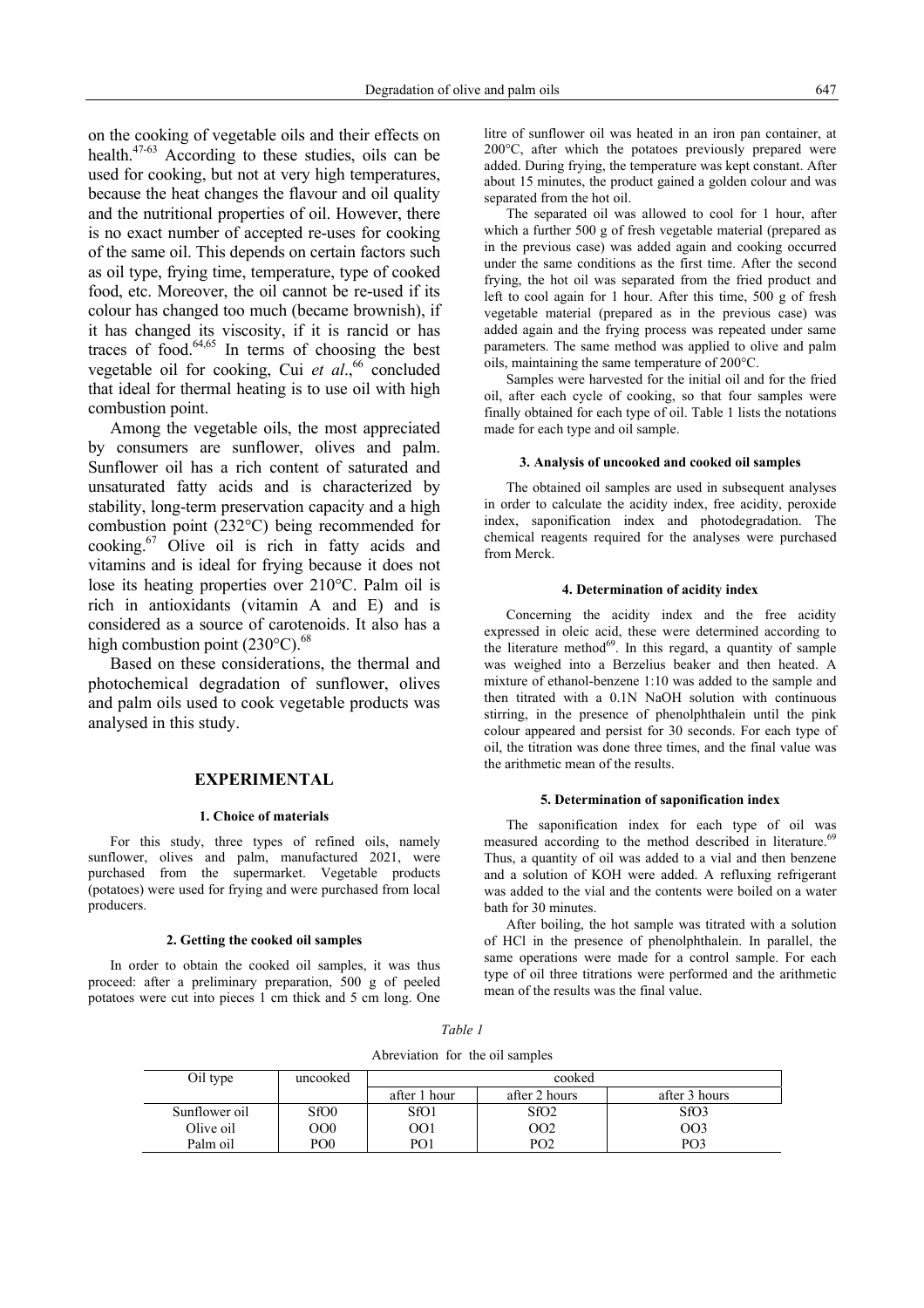on the cooking of vegetable oils and their effects on health.[47-63] According to these studies, oils can be used for cooking, but not at very high temperatures, because the heat changes the flavour and oil quality and the nutritional properties of oil. However, there is no exact number of accepted re-uses for cooking of the same oil. This depends on certain factors such as oil type, frying time, temperature, type of cooked food, etc. Moreover, the oil cannot be re-used if its colour has changed too much (became brownish), if it has changed its viscosity, if it is rancid or has traces of food.[64,65] In terms of choosing the best vegetable oil for cooking, Cui *et al*.,[66] concluded that ideal for thermal heating is to use oil with high combustion point.

Among the vegetable oils, the most appreciated by consumers are sunflower, olives and palm. Sunflower oil has a rich content of saturated and unsaturated fatty acids and is characterized by stability, long-term preservation capacity and a high combustion point (232°C) being recommended for cooking.[67] Olive oil is rich in fatty acids and vitamins and is ideal for frying because it does not lose its heating properties over 210°C. Palm oil is rich in antioxidants (vitamin A and E) and is considered as a source of carotenoids. It also has a high combustion point (230°C).[68]

Based on these considerations, the thermal and photochemical degradation of sunflower, olives and palm oils used to cook vegetable products was analysed in this study.

## EXPERIMENTAL

### 1. Choice of materials

For this study, three types of refined oils, namely sunflower, olives and palm, manufactured 2021, were purchased from the supermarket. Vegetable products (potatoes) were used for frying and were purchased from local producers.

### 2. Getting the cooked oil samples

In order to obtain the cooked oil samples, it was thus proceed: after a preliminary preparation, 500 g of peeled potatoes were cut into pieces 1 cm thick and 5 cm long. One litre of sunflower oil was heated in an iron pan container, at 200°C, after which the potatoes previously prepared were added. During frying, the temperature was kept constant. After about 15 minutes, the product gained a golden colour and was separated from the hot oil.

The separated oil was allowed to cool for 1 hour, after which a further 500 g of fresh vegetable material (prepared as in the previous case) was added again and cooking occurred under the same conditions as the first time. After the second frying, the hot oil was separated from the fried product and left to cool again for 1 hour. After this time, 500 g of fresh vegetable material (prepared as in the previous case) was added again and the frying process was repeated under same parameters. The same method was applied to olive and palm oils, maintaining the same temperature of 200°C.

Samples were harvested for the initial oil and for the fried oil, after each cycle of cooking, so that four samples were finally obtained for each type of oil. Table 1 lists the notations made for each type and oil sample.

### 3. Analysis of uncooked and cooked oil samples

The obtained oil samples are used in subsequent analyses in order to calculate the acidity index, free acidity, peroxide index, saponification index and photodegradation. The chemical reagents required for the analyses were purchased from Merck.

### 4. Determination of acidity index

Concerning the acidity index and the free acidity expressed in oleic acid, these were determined according to the literature method[69]. In this regard, a quantity of sample was weighed into a Berzelius beaker and then heated. A mixture of ethanol-benzene 1:10 was added to the sample and then titrated with a 0.1N NaOH solution with continuous stirring, in the presence of phenolphthalein until the pink colour appeared and persist for 30 seconds. For each type of oil, the titration was done three times, and the final value was the arithmetic mean of the results.

### 5. Determination of saponification index

The saponification index for each type of oil was measured according to the method described in literature.[69] Thus, a quantity of oil was added to a vial and then benzene and a solution of KOH were added. A refluxing refrigerant was added to the vial and the contents were boiled on a water bath for 30 minutes.

After boiling, the hot sample was titrated with a solution of HCl in the presence of phenolphthalein. In parallel, the same operations were made for a control sample. For each type of oil three titrations were performed and the arithmetic mean of the results was the final value.

*Table 1*

Abreviation for the oil samples

| Oil type | uncooked | cooked | | |
|---|---|---|---|---|
| | | after 1 hour | after 2 hours | after 3 hours |
| Sunflower oil | SfO0 | SfO1 | SfO2 | SfO3 |
| Olive oil | OO0 | OO1 | OO2 | OO3 |
| Palm oil | PO0 | PO1 | PO2 | PO3 |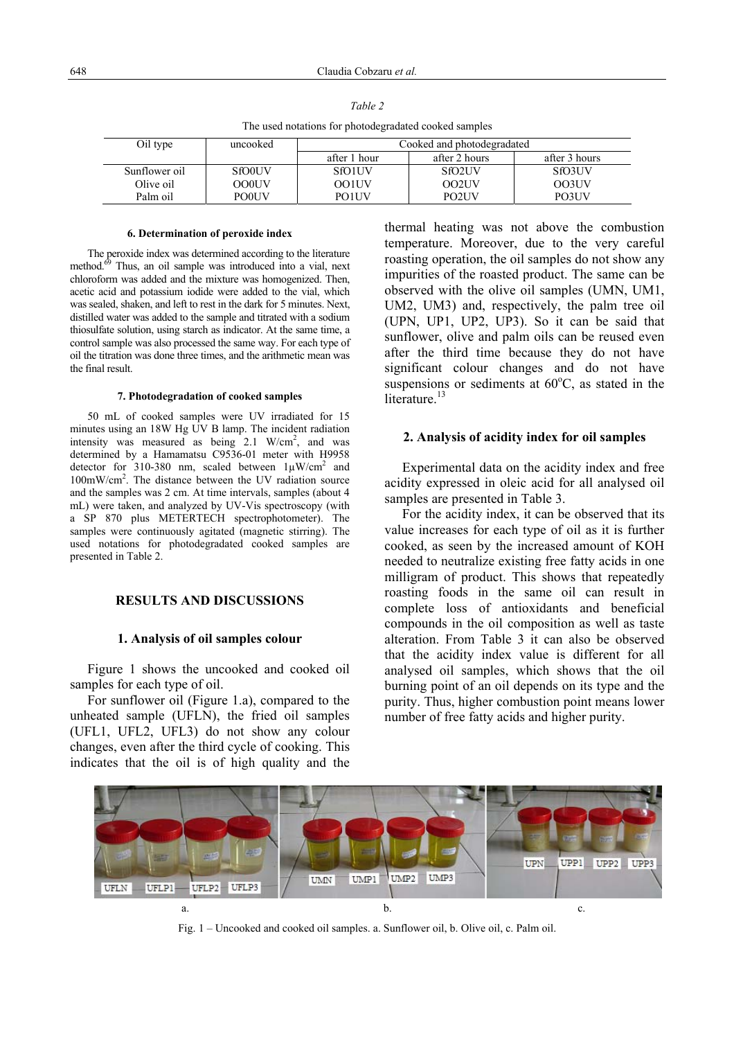*Table 2*

The used notations for photodegradated cooked samples

| Oil type | uncooked | Cooked and photodegradated | | |
|---|---|---|---|---|
| | | after 1 hour | after 2 hours | after 3 hours |
| Sunflower oil | SfO0UV | SfO1UV | SfO2UV | SfO3UV |
| Olive oil | OO0UV | OO1UV | OO2UV | OO3UV |
| Palm oil | PO0UV | PO1UV | PO2UV | PO3UV |

#### 6. Determination of peroxide index

The peroxide index was determined according to the literature method.[69] Thus, an oil sample was introduced into a vial, next chloroform was added and the mixture was homogenized. Then, acetic acid and potassium iodide were added to the vial, which was sealed, shaken, and left to rest in the dark for 5 minutes. Next, distilled water was added to the sample and titrated with a sodium thiosulfate solution, using starch as indicator. At the same time, a control sample was also processed the same way. For each type of oil the titration was done three times, and the arithmetic mean was the final result.

#### 7. Photodegradation of cooked samples

50 mL of cooked samples were UV irradiated for 15 minutes using an 18W Hg UV B lamp. The incident radiation intensity was measured as being 2.1 W/cm$^2$, and was determined by a Hamamatsu C9536-01 meter with H9958 detector for 310-380 nm, scaled between 1μW/cm$^2$ and 100mW/cm$^2$. The distance between the UV radiation source and the samples was 2 cm. At time intervals, samples (about 4 mL) were taken, and analyzed by UV-Vis spectroscopy (with a SP 870 plus METERTECH spectrophotometer). The samples were continuously agitated (magnetic stirring). The used notations for photodegradated cooked samples are presented in Table 2.

## RESULTS AND DISCUSSIONS

### 1. Analysis of oil samples colour

Figure 1 shows the uncooked and cooked oil samples for each type of oil.

For sunflower oil (Figure 1.a), compared to the unheated sample (UFLN), the fried oil samples (UFL1, UFL2, UFL3) do not show any colour changes, even after the third cycle of cooking. This indicates that the oil is of high quality and the thermal heating was not above the combustion temperature. Moreover, due to the very careful roasting operation, the oil samples do not show any impurities of the roasted product. The same can be observed with the olive oil samples (UMN, UM1, UM2, UM3) and, respectively, the palm tree oil (UPN, UP1, UP2, UP3). So it can be said that sunflower, olive and palm oils can be reused even after the third time because they do not have significant colour changes and do not have suspensions or sediments at 60°C, as stated in the literature.[13]

### 2. Analysis of acidity index for oil samples

Experimental data on the acidity index and free acidity expressed in oleic acid for all analysed oil samples are presented in Table 3.

For the acidity index, it can be observed that its value increases for each type of oil as it is further cooked, as seen by the increased amount of KOH needed to neutralize existing free fatty acids in one milligram of product. This shows that repeatedly roasting foods in the same oil can result in complete loss of antioxidants and beneficial compounds in the oil composition as well as taste alteration. From Table 3 it can also be observed that the acidity index value is different for all analysed oil samples, which shows that the oil burning point of an oil depends on its type and the purity. Thus, higher combustion point means lower number of free fatty acids and higher purity.

Fig. 1 – Uncooked and cooked oil samples. a. Sunflower oil, b. Olive oil, c. Palm oil.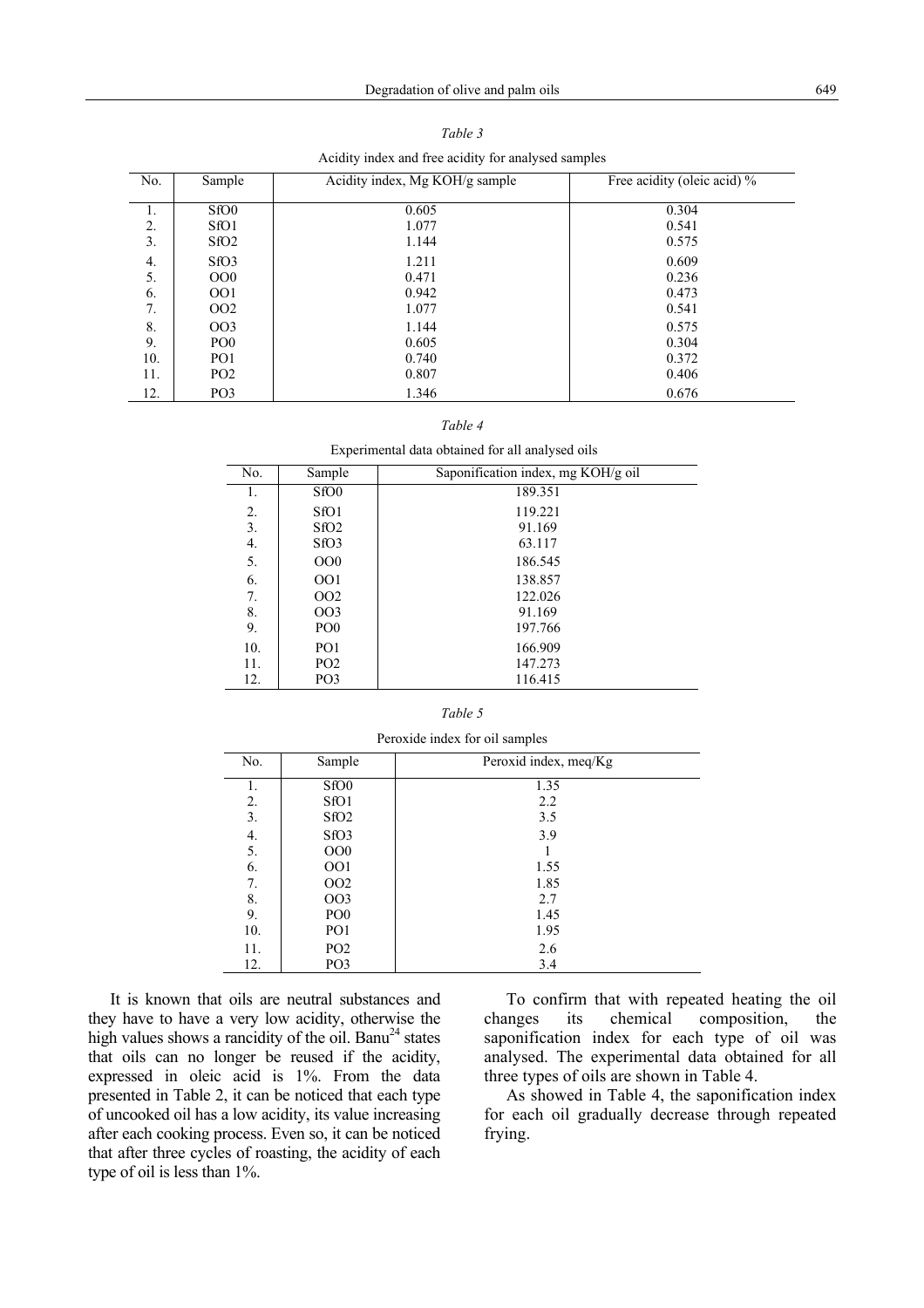*Table 3*

Acidity index and free acidity for analysed samples

| No. | Sample | Acidity index, Mg KOH/g sample | Free acidity (oleic acid) % |
|---|---|---|---|
| 1. | SfO0 | 0.605 | 0.304 |
| 2. | SfO1 | 1.077 | 0.541 |
| 3. | SfO2 | 1.144 | 0.575 |
| 4. | SfO3 | 1.211 | 0.609 |
| 5. | OO0 | 0.471 | 0.236 |
| 6. | OO1 | 0.942 | 0.473 |
| 7. | OO2 | 1.077 | 0.541 |
| 8. | OO3 | 1.144 | 0.575 |
| 9. | PO0 | 0.605 | 0.304 |
| 10. | PO1 | 0.740 | 0.372 |
| 11. | PO2 | 0.807 | 0.406 |
| 12. | PO3 | 1.346 | 0.676 |

*Table 4*

Experimental data obtained for all analysed oils

| No. | Sample | Saponification index, mg KOH/g oil |
|---|---|---|
| 1. | SfO0 | 189.351 |
| 2. | SfO1 | 119.221 |
| 3. | SfO2 | 91.169 |
| 4. | SfO3 | 63.117 |
| 5. | OO0 | 186.545 |
| 6. | OO1 | 138.857 |
| 7. | OO2 | 122.026 |
| 8. | OO3 | 91.169 |
| 9. | PO0 | 197.766 |
| 10. | PO1 | 166.909 |
| 11. | PO2 | 147.273 |
| 12. | PO3 | 116.415 |

*Table 5*

Peroxide index for oil samples

| No. | Sample | Peroxid index, meq/Kg |
|---|---|---|
| 1. | SfO0 | 1.35 |
| 2. | SfO1 | 2.2 |
| 3. | SfO2 | 3.5 |
| 4. | SfO3 | 3.9 |
| 5. | OO0 | 1 |
| 6. | OO1 | 1.55 |
| 7. | OO2 | 1.85 |
| 8. | OO3 | 2.7 |
| 9. | PO0 | 1.45 |
| 10. | PO1 | 1.95 |
| 11. | PO2 | 2.6 |
| 12. | PO3 | 3.4 |

It is known that oils are neutral substances and they have to have a very low acidity, otherwise the high values shows a rancidity of the oil. Banu[24] states that oils can no longer be reused if the acidity, expressed in oleic acid is 1%. From the data presented in Table 2, it can be noticed that each type of uncooked oil has a low acidity, its value increasing after each cooking process. Even so, it can be noticed that after three cycles of roasting, the acidity of each type of oil is less than 1%.

To confirm that with repeated heating the oil changes its chemical composition, the saponification index for each type of oil was analysed. The experimental data obtained for all three types of oils are shown in Table 4.

As showed in Table 4, the saponification index for each oil gradually decrease through repeated frying.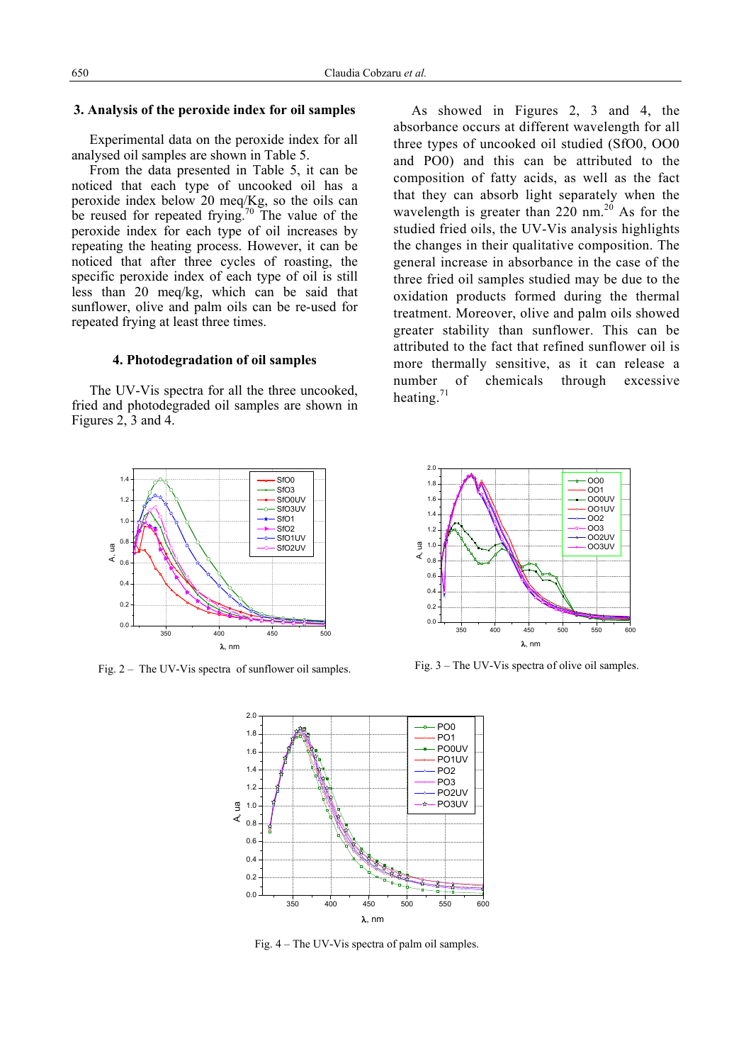## 3. Analysis of the peroxide index for oil samples

Experimental data on the peroxide index for all analysed oil samples are shown in Table 5.

From the data presented in Table 5, it can be noticed that each type of uncooked oil has a peroxide index below 20 meq/Kg, so the oils can be reused for repeated frying.[70] The value of the peroxide index for each type of oil increases by repeating the heating process. However, it can be noticed that after three cycles of roasting, the specific peroxide index of each type of oil is still less than 20 meq/kg, which can be said that sunflower, olive and palm oils can be re-used for repeated frying at least three times.

## 4. Photodegradation of oil samples

The UV-Vis spectra for all the three uncooked, fried and photodegraded oil samples are shown in Figures 2, 3 and 4.

As showed in Figures 2, 3 and 4, the absorbance occurs at different wavelength for all three types of uncooked oil studied (SfO0, OO0 and PO0) and this can be attributed to the composition of fatty acids, as well as the fact that they can absorb light separately when the wavelength is greater than 220 nm.[20] As for the studied fried oils, the UV-Vis analysis highlights the changes in their qualitative composition. The general increase in absorbance in the case of the three fried oil samples studied may be due to the oxidation products formed during the thermal treatment. Moreover, olive and palm oils showed greater stability than sunflower. This can be attributed to the fact that refined sunflower oil is more thermally sensitive, as it can release a number of chemicals through excessive heating.[71]

Fig. 2 – The UV-Vis spectra of sunflower oil samples.

Fig. 3 – The UV-Vis spectra of olive oil samples.

Fig. 4 – The UV-Vis spectra of palm oil samples.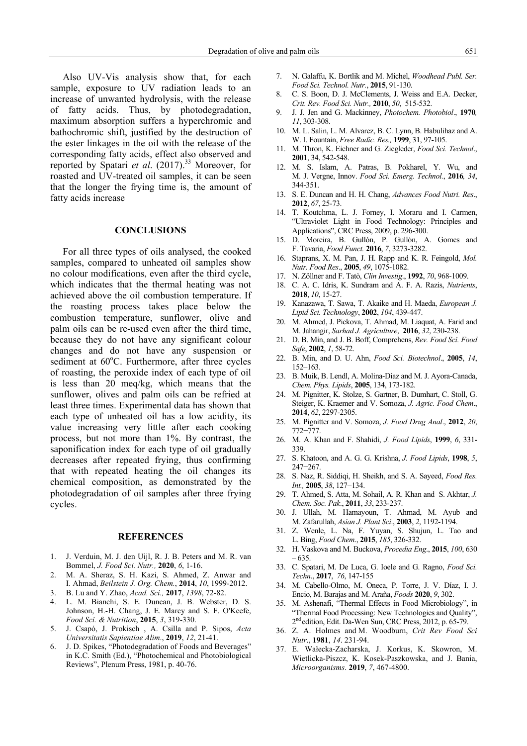Also UV-Vis analysis show that, for each sample, exposure to UV radiation leads to an increase of unwanted hydrolysis, with the release of fatty acids. Thus, by photodegradation, maximum absorption suffers a hyperchromic and bathochromic shift, justified by the destruction of the ester linkages in the oil with the release of the corresponding fatty acids, effect also observed and reported by Spatari *et al*. (2017).[33] Moreover, for roasted and UV-treated oil samples, it can be seen that the longer the frying time is, the amount of fatty acids increase

## CONCLUSIONS

For all three types of oils analysed, the cooked samples, compared to unheated oil samples show no colour modifications, even after the third cycle, which indicates that the thermal heating was not achieved above the oil combustion temperature. If the roasting process takes place below the combustion temperature, sunflower, olive and palm oils can be re-used even after the third time, because they do not have any significant colour changes and do not have any suspension or sediment at 60°C. Furthermore, after three cycles of roasting, the peroxide index of each type of oil is less than 20 meq/kg, which means that the sunflower, olives and palm oils can be refried at least three times. Experimental data has shown that each type of unheated oil has a low acidity, its value increasing very little after each cooking process, but not more than 1%. By contrast, the saponification index for each type of oil gradually decreases after repeated frying, thus confirming that with repeated heating the oil changes its chemical composition, as demonstrated by the photodegradation of oil samples after three frying cycles.

## REFERENCES

1. J. Verduin, M. J. den Uijl, R. J. B. Peters and M. R. van Bommel, *J. Food Sci. Nutr.,* **2020**, *6*, 1-16.
2. M. A. Sheraz, S. H. Kazi, S. Ahmed, Z. Anwar and I. Ahmad, *Beilstein J. Org. Chem.*, **2014**, *10*, 1999-2012.
3. B. Lu and Y. Zhao, *Acad. Sci.,* **2017**, *1398*, 72-82.
4. L. M. Bianchi, S. E. Duncan, J. B. Webster, D. S. Johnson, H.-H. Chang, J. E. Marcy and S. F. O'Keefe, *Food Sci. & Nutrition*, **2015**, *3*, 319-330.
5. J. Csapó, J. Prokisch , A. Csilla and P. Sipos, *Acta Universitatis Sapientiae Alim*., **2019**, *12*, 21-41.
6. J. D. Spikes, "Photodegradation of Foods and Beverages" in K.C. Smith (Ed.), "Photochemical and Photobiological Reviews", Plenum Press, 1981, p. 40-76.
7. N. Galaffu, K. Bortlik and M. Michel, *Woodhead Publ. Ser. Food Sci. Technol. Nutr.*, **2015**, 91-130.
8. C. S. Boon, D. J. McClements, J. Weiss and E.A. Decker, *Crit. Rev. Food Sci. Nutr.,* **2010**, *50*, 515-532.
9. J. J. Jen and G. Mackinney, *Photochem. Photobiol*., **1970**, *11*, 303-308.
10. M. L. Salin, L. M. Alvarez, B. C. Lynn, B. Habulihaz and A. W. I. Fountain, *Free Radic. Res.,* **1999**, 31, 97-105.
11. M. Thron, K. Eichner and G. Ziegleder, *Food Sci. Technol*., **2001**, 34, 542-548.
12. M. S. Islam, A. Patras, B. Pokharel, Y. Wu, and M. J. Vergne, Innov. *Food Sci. Emerg. Technol.*, **2016**, *34*, 344-351.
13. S. E. Duncan and H. H. Chang, *Advances Food Nutri. Res*., **2012**, *67*, 25-73.
14. T. Koutchma, L. J. Forney, I. Moraru and I. Carmen, "Ultraviolet Light in Food Technology: Principles and Applications", CRC Press, 2009, p. 296-300.
15. D. Moreira, B. Gullón, P. Gullón, A. Gomes and F. Tavaria, *Food Funct.* **2016**, *7*, 3273-3282.
16. Staprans, X. M. Pan, J. H. Rapp and K. R. Feingold, *Mol. Nutr. Food Res*., **2005**, *49*, 1075-1082.
17. N. Zöllner and F. Tatò, *Clin Investig*., **1992**, *70*, 968-1009.
18. C. A. C. Idris, K. Sundram and A. F. A. Razis, *Nutrients*, **2018**, *10*, 15-27.
19. Kanazawa, T. Sawa, T. Akaike and H. Maeda, *European J. Lipid Sci. Technology*, **2002**, *104*, 439-447.
20. M. Ahmed, J. Pickova, T. Ahmad, M. Liaquat, A. Farid and M. Jahangir, *Sarhad J. Agriculture*, **2016**, *32*, 230-238.
21. D. B. Min, and J. B. Boff, Comprehens, *Rev. Food Sci. Food Safe*, **2002**, *1*, 58-72.
22. B. Min, and D. U. Ahn, *Food Sci. Biotechnol*., **2005**, *14*, 152–163.
23. B. Muik, B. Lendl, A. Molina-Diaz and M. J. Ayora-Canada, *Chem. Phys. Lipids*, **2005**, 134, 173-182.
24. M. Pignitter, K. Stolze, S. Gartner, B. Dumhart, C. Stoll, G. Steiger, K. Kraemer and V. Somoza, *J. Agric. Food Chem*., **2014**, *62*, 2297-2305.
25. M. Pignitter and V. Somoza, *J. Food Drug Anal*., **2012**, *20*, 772−777.
26. M. A. Khan and F. Shahidi, *J. Food Lipids*, **1999**, *6*, 331-339.
27. S. Khatoon, and A. G. G. Krishna, *J. Food Lipids*, **1998**, *5*, 247−267.
28. S. Naz, R. Siddiqi, H. Sheikh, and S. A. Sayeed, *Food Res. Int.,* **2005**, *38*, 127−134.
29. T. Ahmed, S. Atta, M. Sohail, A. R. Khan and S. Akhtar, *J. Chem. Soc. Pak*., **2011**, *33*, 233-237.
30. J. Ullah, M. Hamayoun, T. Ahmad, M. Ayub and M. Zafarullah, *Asian J. Plant Sci*., **2003**, *2*, 1192-1194.
31. Z. Wenle, L. Na, F. Yuyan, S. Shujun, L. Tao and L. Bing, *Food Chem*., **2015**, *185*, 326-332.
32. H. Vaskova and M. Buckova, *Procedia Eng*., **2015**, *100*, 630 – 635.
33. C. Spatari, M. De Luca, G. Ioele and G. Ragno, *Food Sci. Techn*., **2017**, *76*, 147-155
34. M. Cabello-Olmo, M. Oneca, P. Torre, J. V. Díaz, I. J. Encio, M. Barajas and M. Araña, *Foods* **2020**, *9*, 302.
35. M. Ashenafi, "Thermal Effects in Food Microbiology", in "Thermal Food Processing: New Technologies and Quality", 2nd edition, Edit. Da-Wen Sun, CRC Press, 2012, p. 65-79.
36. Z. A. Holmes and M. Woodburn, *Crit Rev Food Sci Nutr*., **1981**, *14*. 231-94.
37. E. Wałecka-Zacharska, J. Korkus, K. Skowron, M. Wietlicka-Piszcz, K. Kosek-Paszkowska, and J. Bania, *Microorganisms*. **2019**, *7*, 467-4800.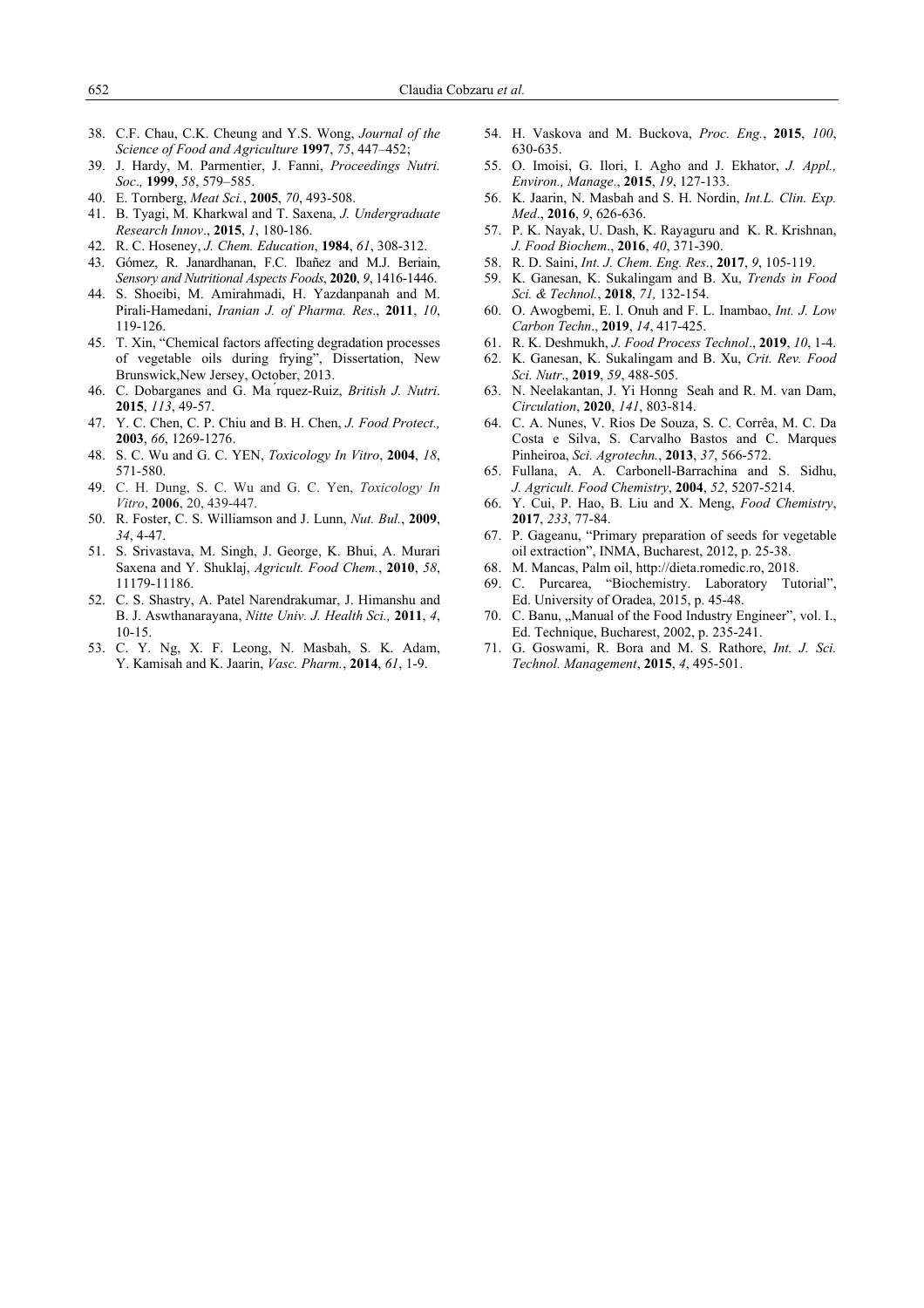38. C.F. Chau, C.K. Cheung and Y.S. Wong, *Journal of the Science of Food and Agriculture* **1997**, *75*, 447–452;
39. J. Hardy, M. Parmentier, J. Fanni, *Proceedings Nutri. Soc.,* **1999**, *58*, 579–585.
40. E. Tornberg, *Meat Sci.*, **2005**, *70*, 493-508.
41. B. Tyagi, M. Kharkwal and T. Saxena, *J. Undergraduate Research Innov*., **2015**, *1*, 180-186.
42. R. C. Hoseney, *J. Chem. Education*, **1984**, *61*, 308-312.
43. Gómez, R. Janardhanan, F.C. Ibañez and M.J. Beriain, *Sensory and Nutritional Aspects Foods*, **2020**, *9*, 1416-1446.
44. S. Shoeibi, M. Amirahmadi, H. Yazdanpanah and M. Pirali-Hamedani, *Iranian J. of Pharma. Res*., **2011**, *10*, 119-126.
45. T. Xin, "Chemical factors affecting degradation processes of vegetable oils during frying", Dissertation, New Brunswick,New Jersey, October, 2013.
46. C. Dobarganes and G. Ma ́rquez-Ruiz, *British J. Nutri*. **2015**, *113*, 49-57.
47. Y. C. Chen, C. P. Chiu and B. H. Chen, *J. Food Protect.,* **2003**, *66*, 1269-1276.
48. S. C. Wu and G. C. YEN, *Toxicology In Vitro*, **2004**, *18*, 571-580.
49. C. H. Dung, S. C. Wu and G. C. Yen, *Toxicology In Vitro*, **2006**, 20, 439-447.
50. R. Foster, C. S. Williamson and J. Lunn, *Nut. Bul.*, **2009**, *34*, 4-47.
51. S. Srivastava, M. Singh, J. George, K. Bhui, A. Murari Saxena and Y. Shuklaj, *Agricult. Food Chem.*, **2010**, *58*, 11179-11186.
52. C. S. Shastry, A. Patel Narendrakumar, J. Himanshu and B. J. Aswthanarayana, *Nitte Univ. J. Health Sci.,* **2011**, *4*, 10-15.
53. C. Y. Ng, X. F. Leong, N. Masbah, S. K. Adam, Y. Kamisah and K. Jaarin, *Vasc. Pharm.*, **2014**, *61*, 1-9.
54. H. Vaskova and M. Buckova, *Proc. Eng.*, **2015**, *100*, 630-635.
55. O. Imoisi, G. Ilori, I. Agho and J. Ekhator, *J. Appl., Environ., Manage*., **2015**, *19*, 127-133.
56. K. Jaarin, N. Masbah and S. H. Nordin, *Int.L. Clin. Exp. Med*., **2016**, *9*, 626-636.
57. P. K. Nayak, U. Dash, K. Rayaguru and K. R. Krishnan, *J. Food Biochem*., **2016**, *40*, 371-390.
58. R. D. Saini, *Int. J. Chem. Eng. Res*., **2017**, *9*, 105-119.
59. K. Ganesan, K. Sukalingam and B. Xu, *Trends in Food Sci. & Technol.*, **2018**, *71,* 132-154.
60. O. Awogbemi, E. I. Onuh and F. L. Inambao, *Int. J. Low Carbon Techn*., **2019**, *14*, 417-425.
61. R. K. Deshmukh, *J. Food Process Technol*., **2019**, *10*, 1-4.
62. K. Ganesan, K. Sukalingam and B. Xu, *Crit. Rev. Food Sci. Nutr*., **2019**, *59*, 488-505.
63. N. Neelakantan, J. Yi Hongn Seah and R. M. van Dam, *Circulation*, **2020**, *141*, 803-814.
64. C. A. Nunes, V. Rios De Souza, S. C. Corrêa, M. C. Da Costa e Silva, S. Carvalho Bastos and C. Marques Pinheiroa, *Sci. Agrotechn.*, **2013**, *37*, 566-572.
65. Fullana, A. A. Carbonell-Barrachina and S. Sidhu, *J. Agricult. Food Chemistry*, **2004**, *52*, 5207-5214.
66. Y. Cui, P. Hao, B. Liu and X. Meng, *Food Chemistry*, **2017**, *233*, 77-84.
67. P. Gageanu, "Primary preparation of seeds for vegetable oil extraction", INMA, Bucharest, 2012, p. 25-38.
68. M. Mancas, Palm oil, http://dieta.romedic.ro, 2018.
69. C. Purcarea, "Biochemistry. Laboratory Tutorial", Ed. University of Oradea, 2015, p. 45-48.
70. C. Banu, „Manual of the Food Industry Engineer", vol. I., Ed. Technique, Bucharest, 2002, p. 235-241.
71. G. Goswami, R. Bora and M. S. Rathore, *Int. J. Sci. Technol. Management*, **2015**, *4*, 495-501.